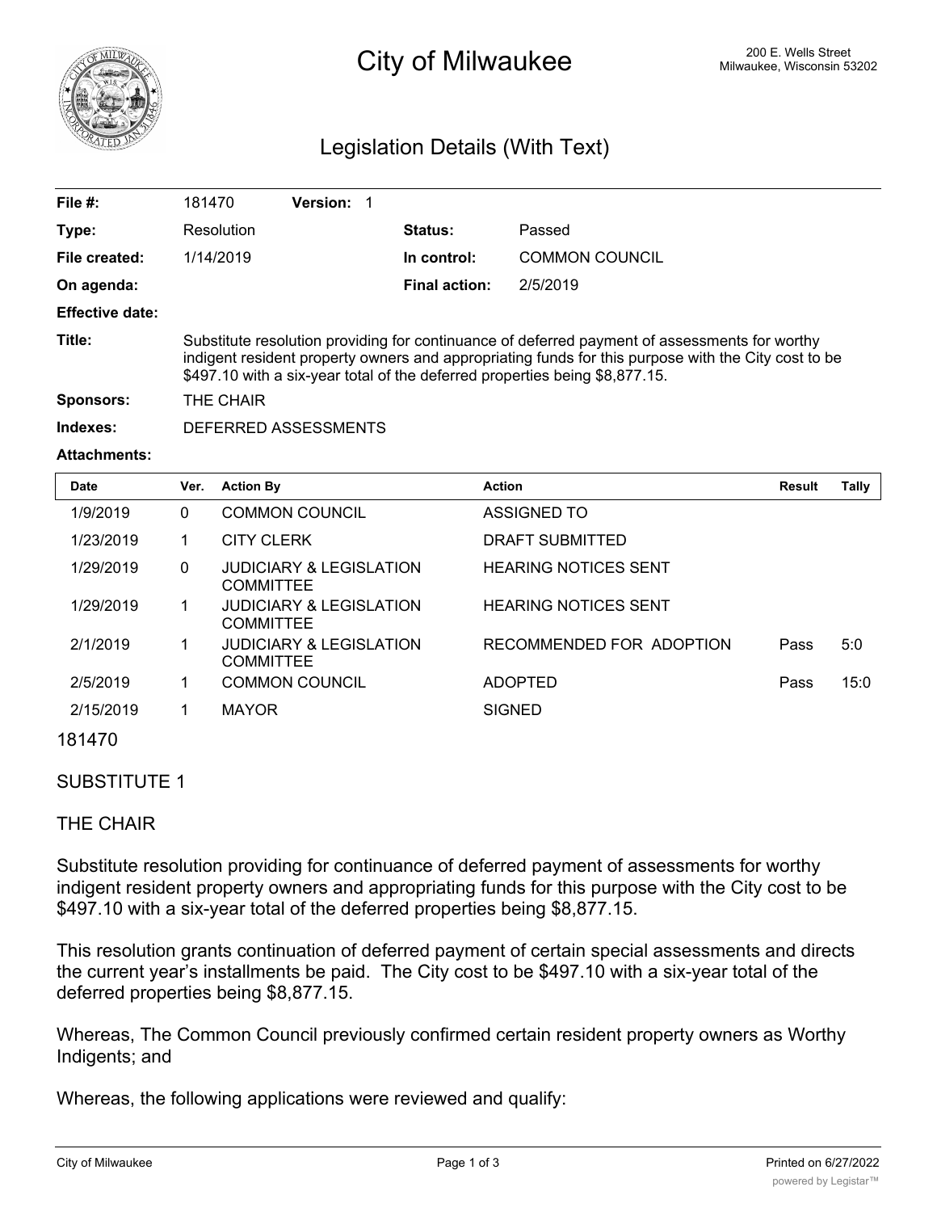# City of Milwaukee

200 E. Wells Street
Milwaukee, Wisconsin 53202

## Legislation Details (With Text)

| | | | |
|---|---|---|---|
| **File #:** | 181470 **Version:** 1 | | |
| **Type:** | Resolution | **Status:** | Passed |
| **File created:** | 1/14/2019 | **In control:** | COMMON COUNCIL |
| **On agenda:** | | **Final action:** | 2/5/2019 |
| **Effective date:** | | | |

**Title:** Substitute resolution providing for continuance of deferred payment of assessments for worthy indigent resident property owners and appropriating funds for this purpose with the City cost to be $497.10 with a six-year total of the deferred properties being $8,877.15.

**Sponsors:** THE CHAIR

**Indexes:** DEFERRED ASSESSMENTS

**Attachments:**

| Date | Ver. | Action By | Action | Result | Tally |
|---|---|---|---|---|---|
| 1/9/2019 | 0 | COMMON COUNCIL | ASSIGNED TO | | |
| 1/23/2019 | 1 | CITY CLERK | DRAFT SUBMITTED | | |
| 1/29/2019 | 0 | JUDICIARY & LEGISLATION COMMITTEE | HEARING NOTICES SENT | | |
| 1/29/2019 | 1 | JUDICIARY & LEGISLATION COMMITTEE | HEARING NOTICES SENT | | |
| 2/1/2019 | 1 | JUDICIARY & LEGISLATION COMMITTEE | RECOMMENDED FOR ADOPTION | Pass | 5:0 |
| 2/5/2019 | 1 | COMMON COUNCIL | ADOPTED | Pass | 15:0 |
| 2/15/2019 | 1 | MAYOR | SIGNED | | |

181470

SUBSTITUTE 1

THE CHAIR

Substitute resolution providing for continuance of deferred payment of assessments for worthy indigent resident property owners and appropriating funds for this purpose with the City cost to be $497.10 with a six-year total of the deferred properties being $8,877.15.

This resolution grants continuation of deferred payment of certain special assessments and directs the current year's installments be paid. The City cost to be $497.10 with a six-year total of the deferred properties being $8,877.15.

Whereas, The Common Council previously confirmed certain resident property owners as Worthy Indigents; and

Whereas, the following applications were reviewed and qualify: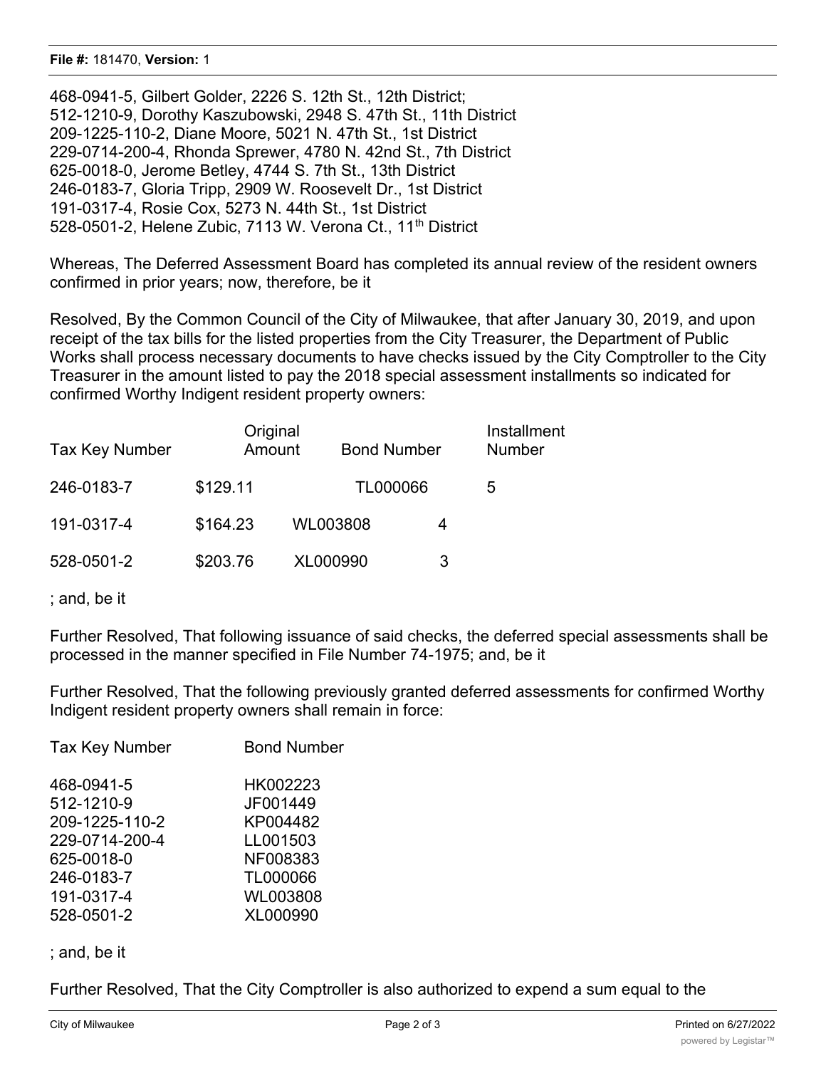468-0941-5, Gilbert Golder, 2226 S. 12th St., 12th District;
512-1210-9, Dorothy Kaszubowski, 2948 S. 47th St., 11th District
209-1225-110-2, Diane Moore, 5021 N. 47th St., 1st District
229-0714-200-4, Rhonda Sprewer, 4780 N. 42nd St., 7th District
625-0018-0, Jerome Betley, 4744 S. 7th St., 13th District
246-0183-7, Gloria Tripp, 2909 W. Roosevelt Dr., 1st District
191-0317-4, Rosie Cox, 5273 N. 44th St., 1st District
528-0501-2, Helene Zubic, 7113 W. Verona Ct., 11th District

Whereas, The Deferred Assessment Board has completed its annual review of the resident owners confirmed in prior years; now, therefore, be it

Resolved, By the Common Council of the City of Milwaukee, that after January 30, 2019, and upon receipt of the tax bills for the listed properties from the City Treasurer, the Department of Public Works shall process necessary documents to have checks issued by the City Comptroller to the City Treasurer in the amount listed to pay the 2018 special assessment installments so indicated for confirmed Worthy Indigent resident property owners:

| Tax Key Number | Original Amount | Bond Number | Installment Number |
|---|---|---|---|
| 246-0183-7 | $129.11 | TL000066 | 5 |
| 191-0317-4 | $164.23 | WL003808 | 4 |
| 528-0501-2 | $203.76 | XL000990 | 3 |

; and, be it

Further Resolved, That following issuance of said checks, the deferred special assessments shall be processed in the manner specified in File Number 74-1975; and, be it

Further Resolved, That the following previously granted deferred assessments for confirmed Worthy Indigent resident property owners shall remain in force:

| Tax Key Number | Bond Number |
|---|---|
| 468-0941-5 | HK002223 |
| 512-1210-9 | JF001449 |
| 209-1225-110-2 | KP004482 |
| 229-0714-200-4 | LL001503 |
| 625-0018-0 | NF008383 |
| 246-0183-7 | TL000066 |
| 191-0317-4 | WL003808 |
| 528-0501-2 | XL000990 |

; and, be it

Further Resolved, That the City Comptroller is also authorized to expend a sum equal to the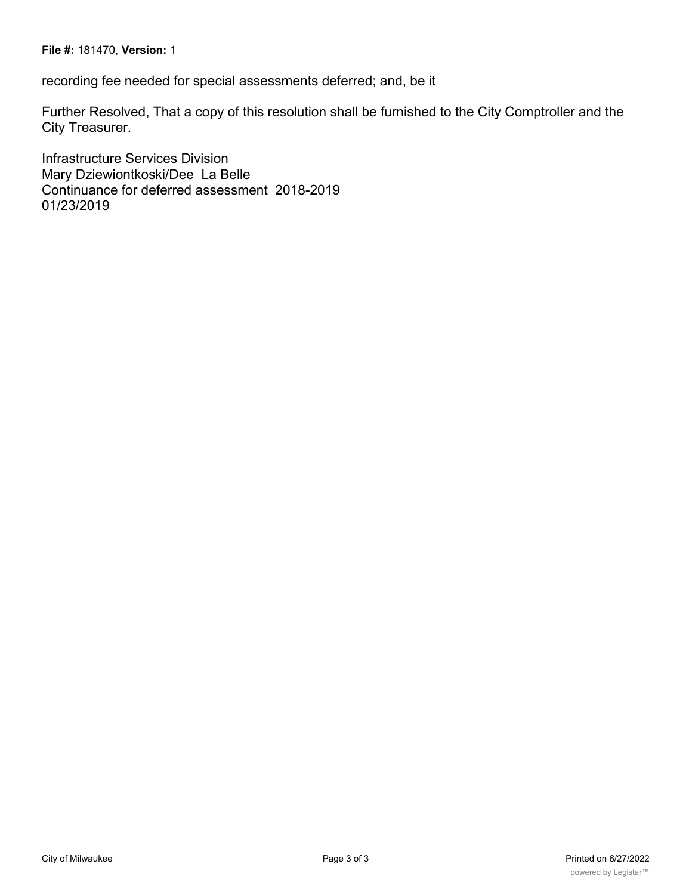recording fee needed for special assessments deferred; and, be it

Further Resolved, That a copy of this resolution shall be furnished to the City Comptroller and the City Treasurer.

Infrastructure Services Division
Mary Dziewiontkoski/Dee La Belle
Continuance for deferred assessment 2018-2019
01/23/2019